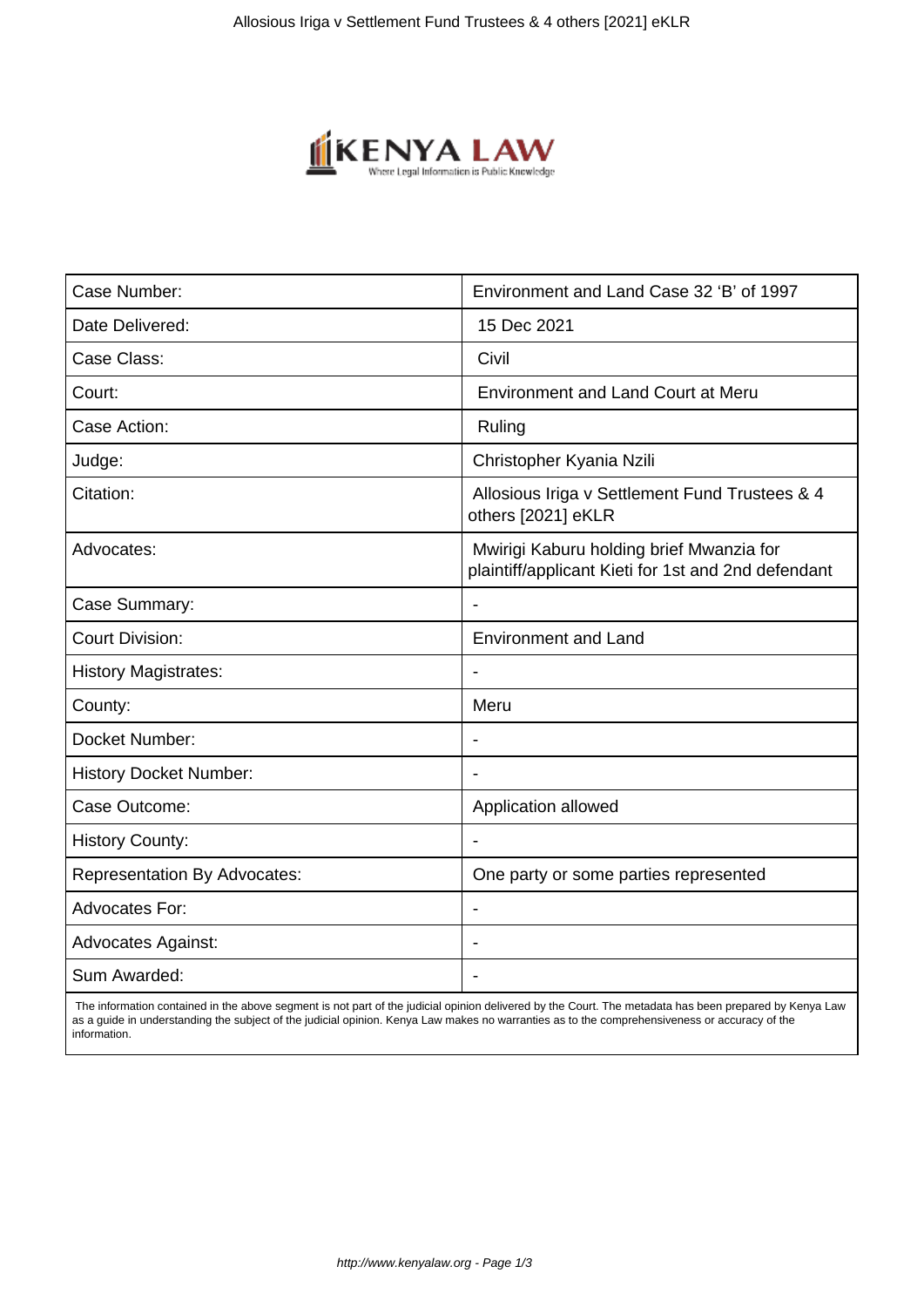| Case Number: | Environment and Land Case 32 'B' of 1997 |
| --- | --- |
| Date Delivered: | 15 Dec 2021 |
| Case Class: | Civil |
| Court: | Environment and Land Court at Meru |
| Case Action: | Ruling |
| Judge: | Christopher Kyania Nzili |
| Citation: | Allosious Iriga v Settlement Fund Trustees & 4 others [2021] eKLR |
| Advocates: | Mwirigi Kaburu holding brief Mwanzia for plaintiff/applicant Kieti for 1st and 2nd defendant |
| Case Summary: | - |
| Court Division: | Environment and Land |
| History Magistrates: | - |
| County: | Meru |
| Docket Number: | - |
| History Docket Number: | - |
| Case Outcome: | Application allowed |
| History County: | - |
| Representation By Advocates: | One party or some parties represented |
| Advocates For: | - |
| Advocates Against: | - |
| Sum Awarded: | - |

The information contained in the above segment is not part of the judicial opinion delivered by the Court. The metadata has been prepared by Kenya Law as a guide in understanding the subject of the judicial opinion. Kenya Law makes no warranties as to the comprehensiveness or accuracy of the information.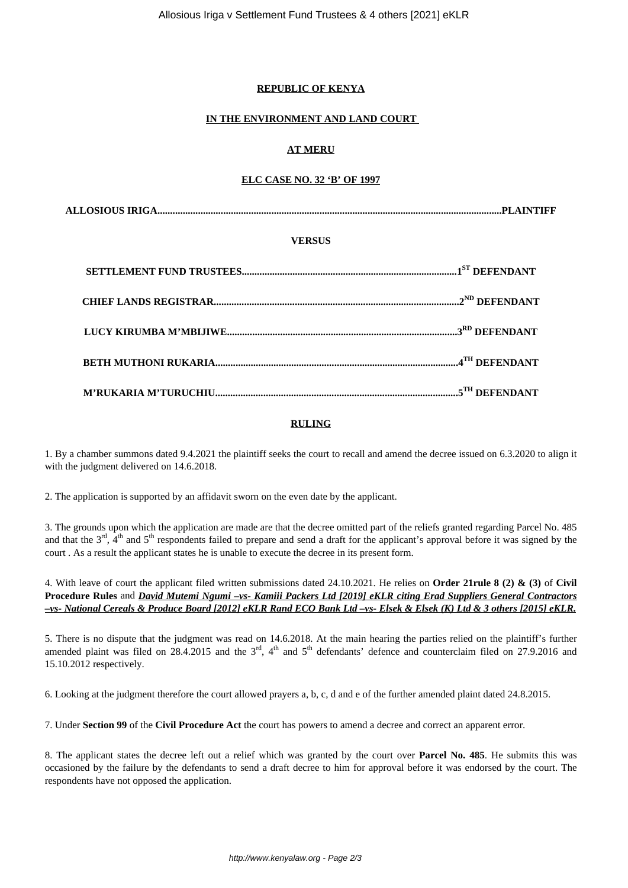**REPUBLIC OF KENYA**

**IN THE ENVIRONMENT AND LAND COURT**

**AT MERU**

**ELC CASE NO. 32 'B' OF 1997**

**ALLOSIOUS IRIGA.......................................................................................................................................PLAINTIFF**

**VERSUS**

**SETTLEMENT FUND TRUSTEES....................................................................................1ST DEFENDANT**

**CHIEF LANDS REGISTRAR................................................................................................2ND DEFENDANT**

**LUCY KIRUMBA M'MBIJIWE..........................................................................................3RD DEFENDANT**

**BETH MUTHONI RUKARIA...............................................................................................4TH DEFENDANT**

**M'RUKARIA M'TURUCHIU................................................................................................5TH DEFENDANT**

**RULING**

1. By a chamber summons dated 9.4.2021 the plaintiff seeks the court to recall and amend the decree issued on 6.3.2020 to align it with the judgment delivered on 14.6.2018.

2. The application is supported by an affidavit sworn on the even date by the applicant.

3. The grounds upon which the application are made are that the decree omitted part of the reliefs granted regarding Parcel No. 485 and that the 3rd, 4th and 5th respondents failed to prepare and send a draft for the applicant's approval before it was signed by the court . As a result the applicant states he is unable to execute the decree in its present form.

4. With leave of court the applicant filed written submissions dated 24.10.2021. He relies on **Order 21rule 8 (2) & (3)** of **Civil Procedure Rules** and ***David Mutemi Ngumi –vs- Kamiii Packers Ltd [2019] eKLR citing Erad Suppliers General Contractors –vs- National Cereals & Produce Board [2012] eKLR Rand ECO Bank Ltd –vs- Elsek & Elsek (K) Ltd & 3 others [2015] eKLR.***

5. There is no dispute that the judgment was read on 14.6.2018. At the main hearing the parties relied on the plaintiff's further amended plaint was filed on 28.4.2015 and the 3rd, 4th and 5th defendants' defence and counterclaim filed on 27.9.2016 and 15.10.2012 respectively.

6. Looking at the judgment therefore the court allowed prayers a, b, c, d and e of the further amended plaint dated 24.8.2015.

7. Under **Section 99** of the **Civil Procedure Act** the court has powers to amend a decree and correct an apparent error.

8. The applicant states the decree left out a relief which was granted by the court over **Parcel No. 485**. He submits this was occasioned by the failure by the defendants to send a draft decree to him for approval before it was endorsed by the court. The respondents have not opposed the application.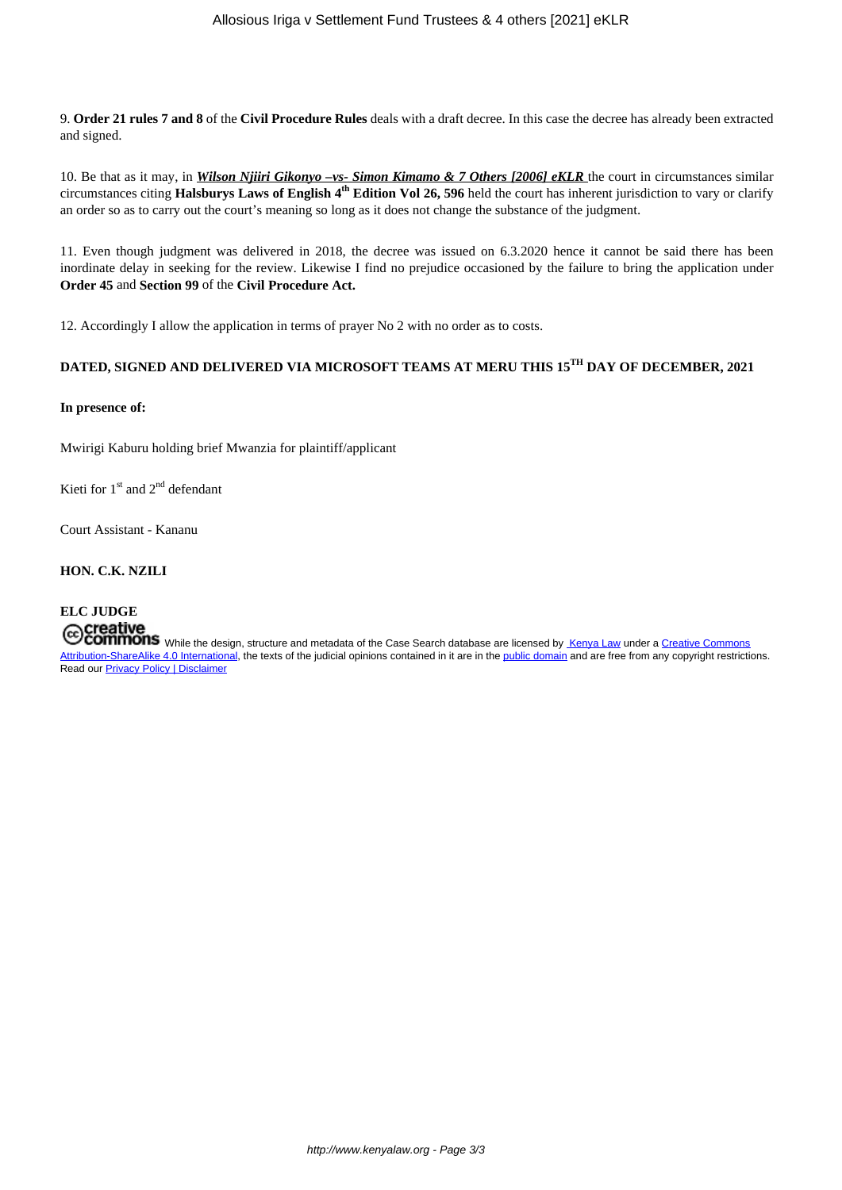9. **Order 21 rules 7 and 8** of the **Civil Procedure Rules** deals with a draft decree. In this case the decree has already been extracted and signed.

10. Be that as it may, in ***Wilson Njiiri Gikonyo –vs- Simon Kimamo & 7 Others [2006] eKLR*** the court in circumstances similar circumstances citing **Halsburys Laws of English 4th Edition Vol 26, 596** held the court has inherent jurisdiction to vary or clarify an order so as to carry out the court's meaning so long as it does not change the substance of the judgment.

11. Even though judgment was delivered in 2018, the decree was issued on 6.3.2020 hence it cannot be said there has been inordinate delay in seeking for the review. Likewise I find no prejudice occasioned by the failure to bring the application under **Order 45** and **Section 99** of the **Civil Procedure Act.**

12. Accordingly I allow the application in terms of prayer No 2 with no order as to costs.

**DATED, SIGNED AND DELIVERED VIA MICROSOFT TEAMS AT MERU THIS 15TH DAY OF DECEMBER, 2021**

**In presence of:**

Mwirigi Kaburu holding brief Mwanzia for plaintiff/applicant

Kieti for 1st and 2nd defendant

Court Assistant - Kananu

**HON. C.K. NZILI**

**ELC JUDGE**

While the design, structure and metadata of the Case Search database are licensed by Kenya Law under a Creative Commons Attribution-ShareAlike 4.0 International, the texts of the judicial opinions contained in it are in the public domain and are free from any copyright restrictions. Read our Privacy Policy | Disclaimer